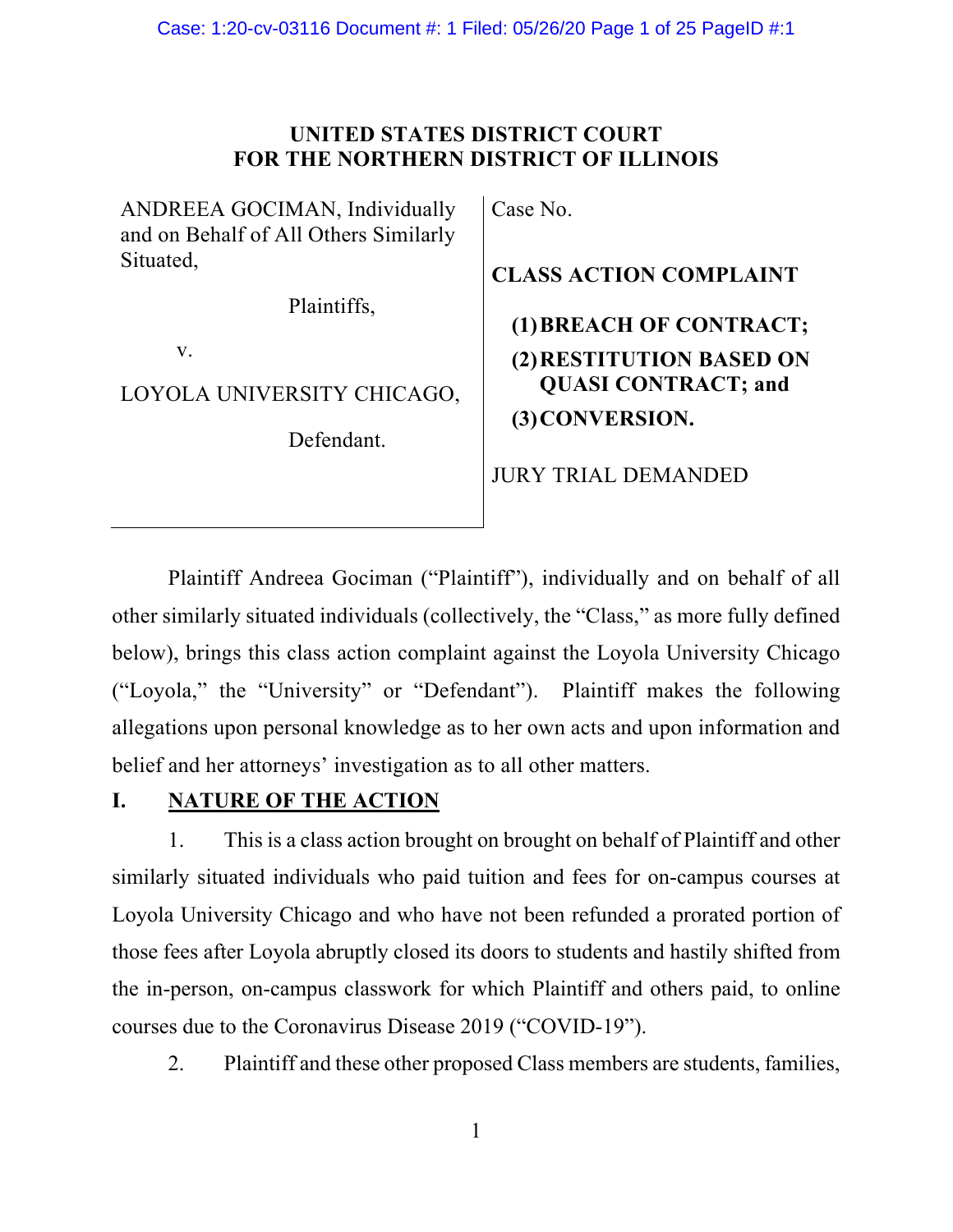**UNITED STATES DISTRICT COURT**
**FOR THE NORTHERN DISTRICT OF ILLINOIS**

| | |
|---|---|
| ANDREEA GOCIMAN, Individually and on Behalf of All Others Similarly Situated,<br><br>Plaintiffs,<br><br>v.<br><br>LOYOLA UNIVERSITY CHICAGO,<br><br>Defendant. | Case No.<br><br>**CLASS ACTION COMPLAINT**<br><br>**(1) BREACH OF CONTRACT;**<br>**(2) RESTITUTION BASED ON QUASI CONTRACT; and**<br>**(3) CONVERSION.**<br><br>JURY TRIAL DEMANDED |

Plaintiff Andreea Gociman ("Plaintiff"), individually and on behalf of all other similarly situated individuals (collectively, the "Class," as more fully defined below), brings this class action complaint against the Loyola University Chicago ("Loyola," the "University" or "Defendant"). Plaintiff makes the following allegations upon personal knowledge as to her own acts and upon information and belief and her attorneys' investigation as to all other matters.

## I. NATURE OF THE ACTION

1. This is a class action brought on brought on behalf of Plaintiff and other similarly situated individuals who paid tuition and fees for on-campus courses at Loyola University Chicago and who have not been refunded a prorated portion of those fees after Loyola abruptly closed its doors to students and hastily shifted from the in-person, on-campus classwork for which Plaintiff and others paid, to online courses due to the Coronavirus Disease 2019 ("COVID-19").

2. Plaintiff and these other proposed Class members are students, families,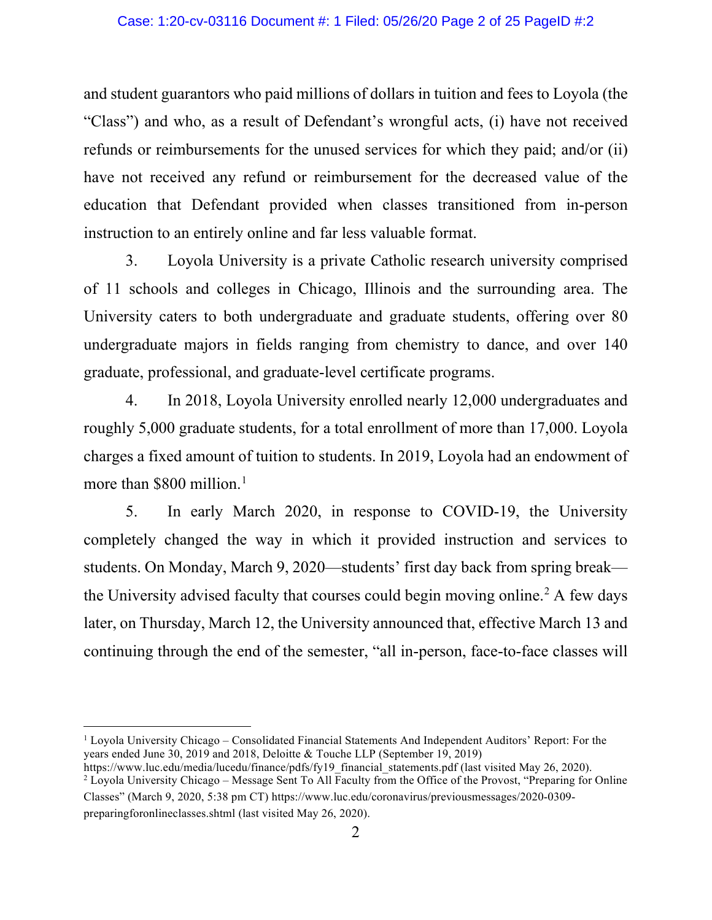and student guarantors who paid millions of dollars in tuition and fees to Loyola (the "Class") and who, as a result of Defendant's wrongful acts, (i) have not received refunds or reimbursements for the unused services for which they paid; and/or (ii) have not received any refund or reimbursement for the decreased value of the education that Defendant provided when classes transitioned from in-person instruction to an entirely online and far less valuable format.

3. Loyola University is a private Catholic research university comprised of 11 schools and colleges in Chicago, Illinois and the surrounding area. The University caters to both undergraduate and graduate students, offering over 80 undergraduate majors in fields ranging from chemistry to dance, and over 140 graduate, professional, and graduate-level certificate programs.

4. In 2018, Loyola University enrolled nearly 12,000 undergraduates and roughly 5,000 graduate students, for a total enrollment of more than 17,000. Loyola charges a fixed amount of tuition to students. In 2019, Loyola had an endowment of more than $800 million.[1]

5. In early March 2020, in response to COVID-19, the University completely changed the way in which it provided instruction and services to students. On Monday, March 9, 2020—students' first day back from spring break—the University advised faculty that courses could begin moving online.[2] A few days later, on Thursday, March 12, the University announced that, effective March 13 and continuing through the end of the semester, "all in-person, face-to-face classes will

---

[1] Loyola University Chicago – Consolidated Financial Statements And Independent Auditors' Report: For the years ended June 30, 2019 and 2018, Deloitte & Touche LLP (September 19, 2019) https://www.luc.edu/media/lucedu/finance/pdfs/fy19_financial_statements.pdf (last visited May 26, 2020).

[2] Loyola University Chicago – Message Sent To All Faculty from the Office of the Provost, "Preparing for Online Classes" (March 9, 2020, 5:38 pm CT) https://www.luc.edu/coronavirus/previousmessages/2020-0309-preparingforonlineclasses.shtml (last visited May 26, 2020).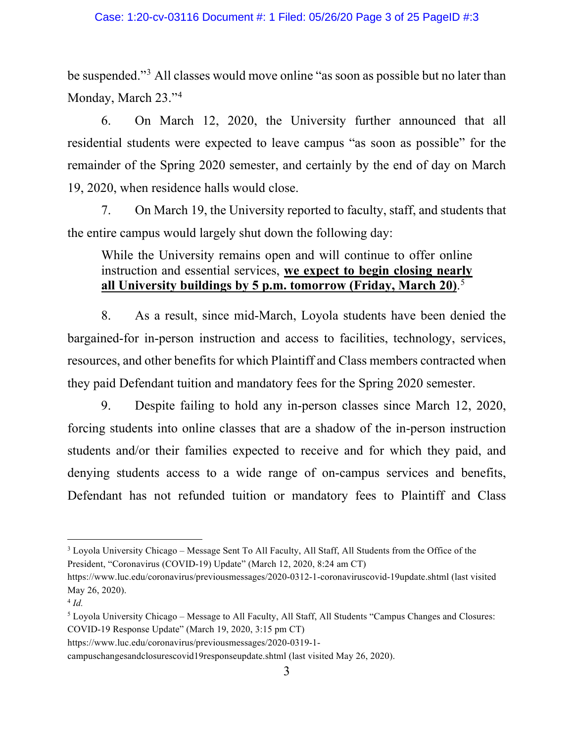be suspended."[3] All classes would move online "as soon as possible but no later than Monday, March 23."[4]

6. On March 12, 2020, the University further announced that all residential students were expected to leave campus "as soon as possible" for the remainder of the Spring 2020 semester, and certainly by the end of day on March 19, 2020, when residence halls would close.

7. On March 19, the University reported to faculty, staff, and students that the entire campus would largely shut down the following day:

> While the University remains open and will continue to offer online instruction and essential services, **<u>we expect to begin closing nearly all University buildings by 5 p.m. tomorrow (Friday, March 20)</u>**.[5]

8. As a result, since mid-March, Loyola students have been denied the bargained-for in-person instruction and access to facilities, technology, services, resources, and other benefits for which Plaintiff and Class members contracted when they paid Defendant tuition and mandatory fees for the Spring 2020 semester.

9. Despite failing to hold any in-person classes since March 12, 2020, forcing students into online classes that are a shadow of the in-person instruction students and/or their families expected to receive and for which they paid, and denying students access to a wide range of on-campus services and benefits, Defendant has not refunded tuition or mandatory fees to Plaintiff and Class

---

[3] Loyola University Chicago – Message Sent To All Faculty, All Staff, All Students from the Office of the President, "Coronavirus (COVID-19) Update" (March 12, 2020, 8:24 am CT) https://www.luc.edu/coronavirus/previousmessages/2020-0312-1-coronaviruscovid-19update.shtml (last visited May 26, 2020).

[4] *Id.*

[5] Loyola University Chicago – Message to All Faculty, All Staff, All Students "Campus Changes and Closures: COVID-19 Response Update" (March 19, 2020, 3:15 pm CT) https://www.luc.edu/coronavirus/previousmessages/2020-0319-1-campuschangesandclosurescovid19responseupdate.shtml (last visited May 26, 2020).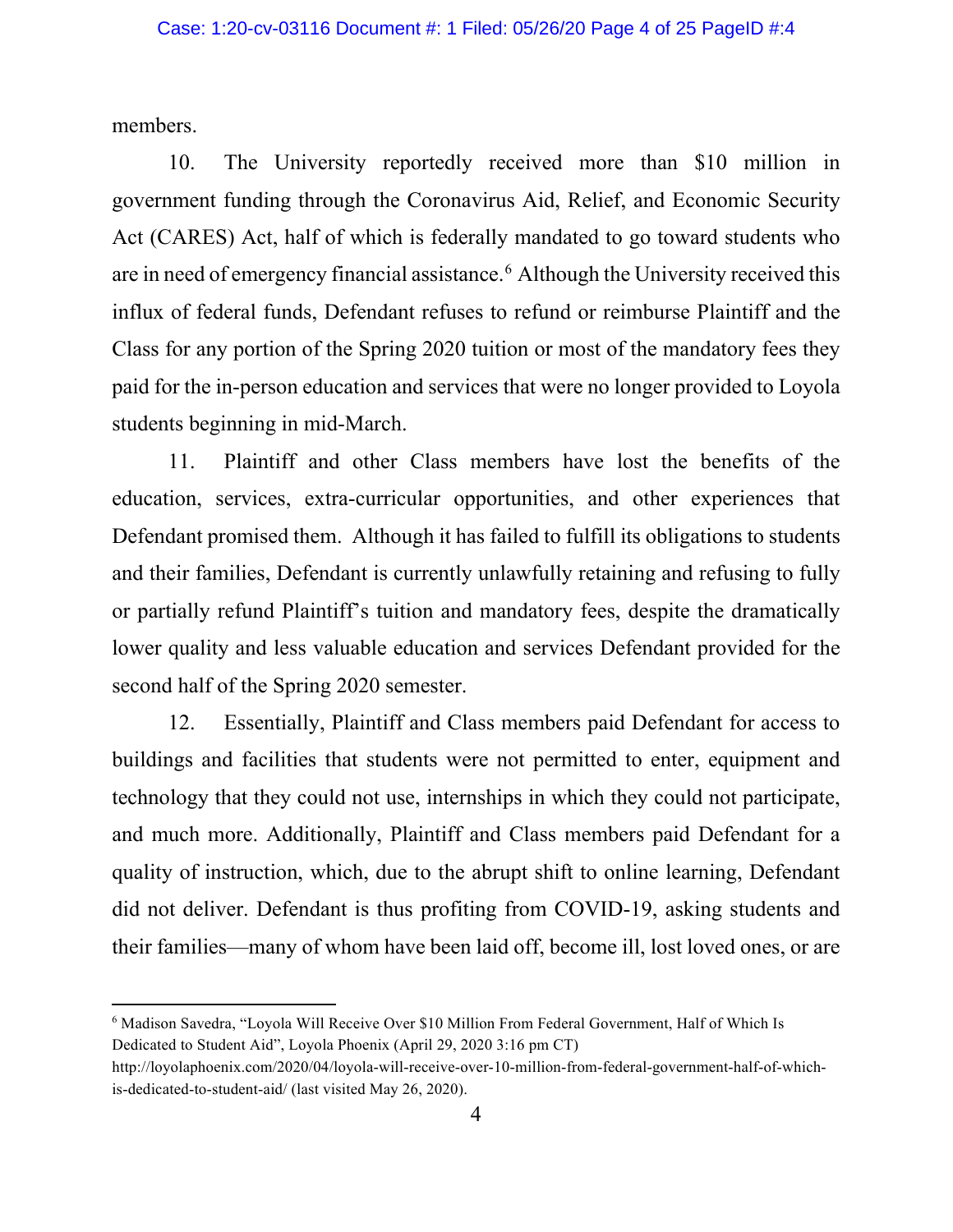members.

10. The University reportedly received more than $10 million in government funding through the Coronavirus Aid, Relief, and Economic Security Act (CARES) Act, half of which is federally mandated to go toward students who are in need of emergency financial assistance.[6] Although the University received this influx of federal funds, Defendant refuses to refund or reimburse Plaintiff and the Class for any portion of the Spring 2020 tuition or most of the mandatory fees they paid for the in-person education and services that were no longer provided to Loyola students beginning in mid-March.

11. Plaintiff and other Class members have lost the benefits of the education, services, extra-curricular opportunities, and other experiences that Defendant promised them. Although it has failed to fulfill its obligations to students and their families, Defendant is currently unlawfully retaining and refusing to fully or partially refund Plaintiff's tuition and mandatory fees, despite the dramatically lower quality and less valuable education and services Defendant provided for the second half of the Spring 2020 semester.

12. Essentially, Plaintiff and Class members paid Defendant for access to buildings and facilities that students were not permitted to enter, equipment and technology that they could not use, internships in which they could not participate, and much more. Additionally, Plaintiff and Class members paid Defendant for a quality of instruction, which, due to the abrupt shift to online learning, Defendant did not deliver. Defendant is thus profiting from COVID-19, asking students and their families—many of whom have been laid off, become ill, lost loved ones, or are

---

[6] Madison Savedra, "Loyola Will Receive Over $10 Million From Federal Government, Half of Which Is Dedicated to Student Aid", Loyola Phoenix (April 29, 2020 3:16 pm CT) http://loyolaphoenix.com/2020/04/loyola-will-receive-over-10-million-from-federal-government-half-of-which-is-dedicated-to-student-aid/ (last visited May 26, 2020).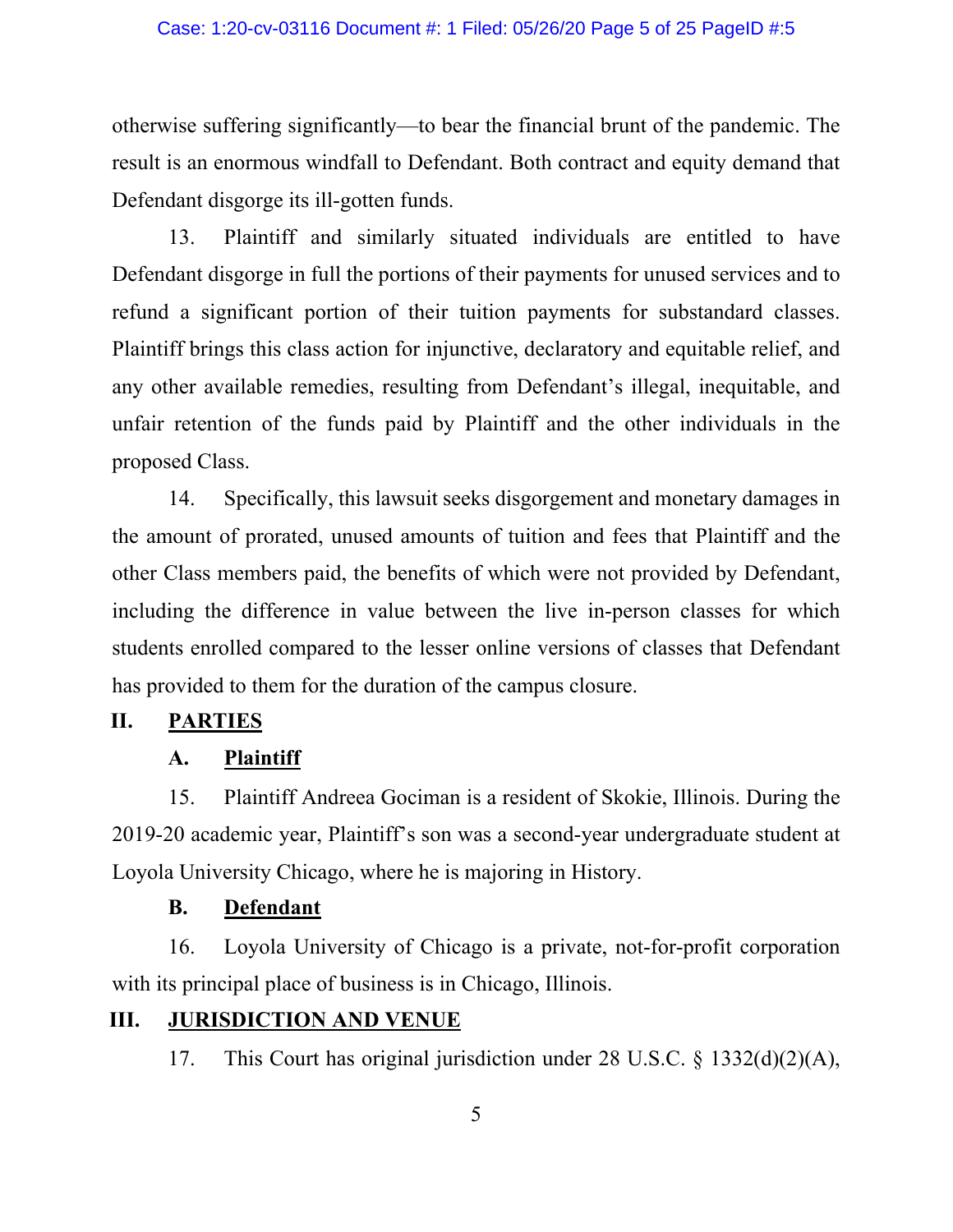otherwise suffering significantly—to bear the financial brunt of the pandemic. The result is an enormous windfall to Defendant. Both contract and equity demand that Defendant disgorge its ill-gotten funds.

13. Plaintiff and similarly situated individuals are entitled to have Defendant disgorge in full the portions of their payments for unused services and to refund a significant portion of their tuition payments for substandard classes. Plaintiff brings this class action for injunctive, declaratory and equitable relief, and any other available remedies, resulting from Defendant's illegal, inequitable, and unfair retention of the funds paid by Plaintiff and the other individuals in the proposed Class.

14. Specifically, this lawsuit seeks disgorgement and monetary damages in the amount of prorated, unused amounts of tuition and fees that Plaintiff and the other Class members paid, the benefits of which were not provided by Defendant, including the difference in value between the live in-person classes for which students enrolled compared to the lesser online versions of classes that Defendant has provided to them for the duration of the campus closure.

## II. PARTIES

### A. Plaintiff

15. Plaintiff Andreea Gociman is a resident of Skokie, Illinois. During the 2019-20 academic year, Plaintiff's son was a second-year undergraduate student at Loyola University Chicago, where he is majoring in History.

### B. Defendant

16. Loyola University of Chicago is a private, not-for-profit corporation with its principal place of business is in Chicago, Illinois.

## III. JURISDICTION AND VENUE

17. This Court has original jurisdiction under 28 U.S.C. § 1332(d)(2)(A),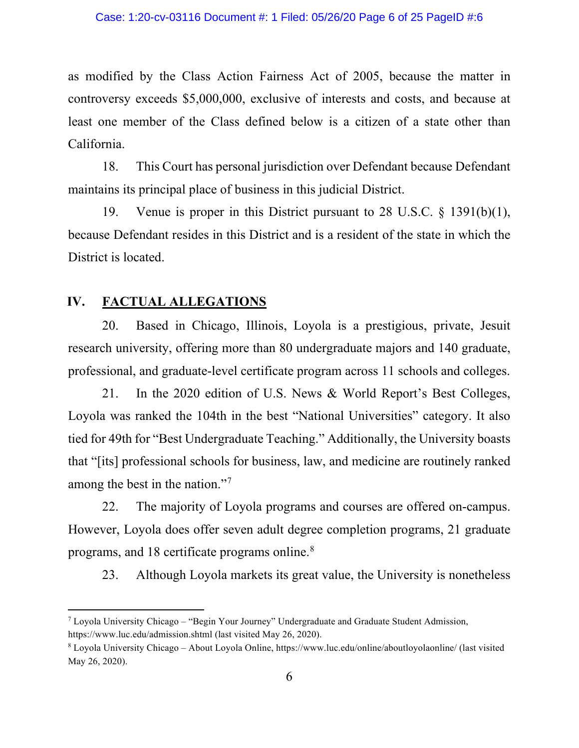as modified by the Class Action Fairness Act of 2005, because the matter in controversy exceeds $5,000,000, exclusive of interests and costs, and because at least one member of the Class defined below is a citizen of a state other than California.

18. This Court has personal jurisdiction over Defendant because Defendant maintains its principal place of business in this judicial District.

19. Venue is proper in this District pursuant to 28 U.S.C. § 1391(b)(1), because Defendant resides in this District and is a resident of the state in which the District is located.

## IV. FACTUAL ALLEGATIONS

20. Based in Chicago, Illinois, Loyola is a prestigious, private, Jesuit research university, offering more than 80 undergraduate majors and 140 graduate, professional, and graduate-level certificate program across 11 schools and colleges.

21. In the 2020 edition of U.S. News & World Report's Best Colleges, Loyola was ranked the 104th in the best "National Universities" category. It also tied for 49th for "Best Undergraduate Teaching." Additionally, the University boasts that "[its] professional schools for business, law, and medicine are routinely ranked among the best in the nation."[7]

22. The majority of Loyola programs and courses are offered on-campus. However, Loyola does offer seven adult degree completion programs, 21 graduate programs, and 18 certificate programs online.[8]

23. Although Loyola markets its great value, the University is nonetheless

---

[7] Loyola University Chicago – "Begin Your Journey" Undergraduate and Graduate Student Admission, https://www.luc.edu/admission.shtml (last visited May 26, 2020).

[8] Loyola University Chicago – About Loyola Online, https://www.luc.edu/online/aboutloyolaonline/ (last visited May 26, 2020).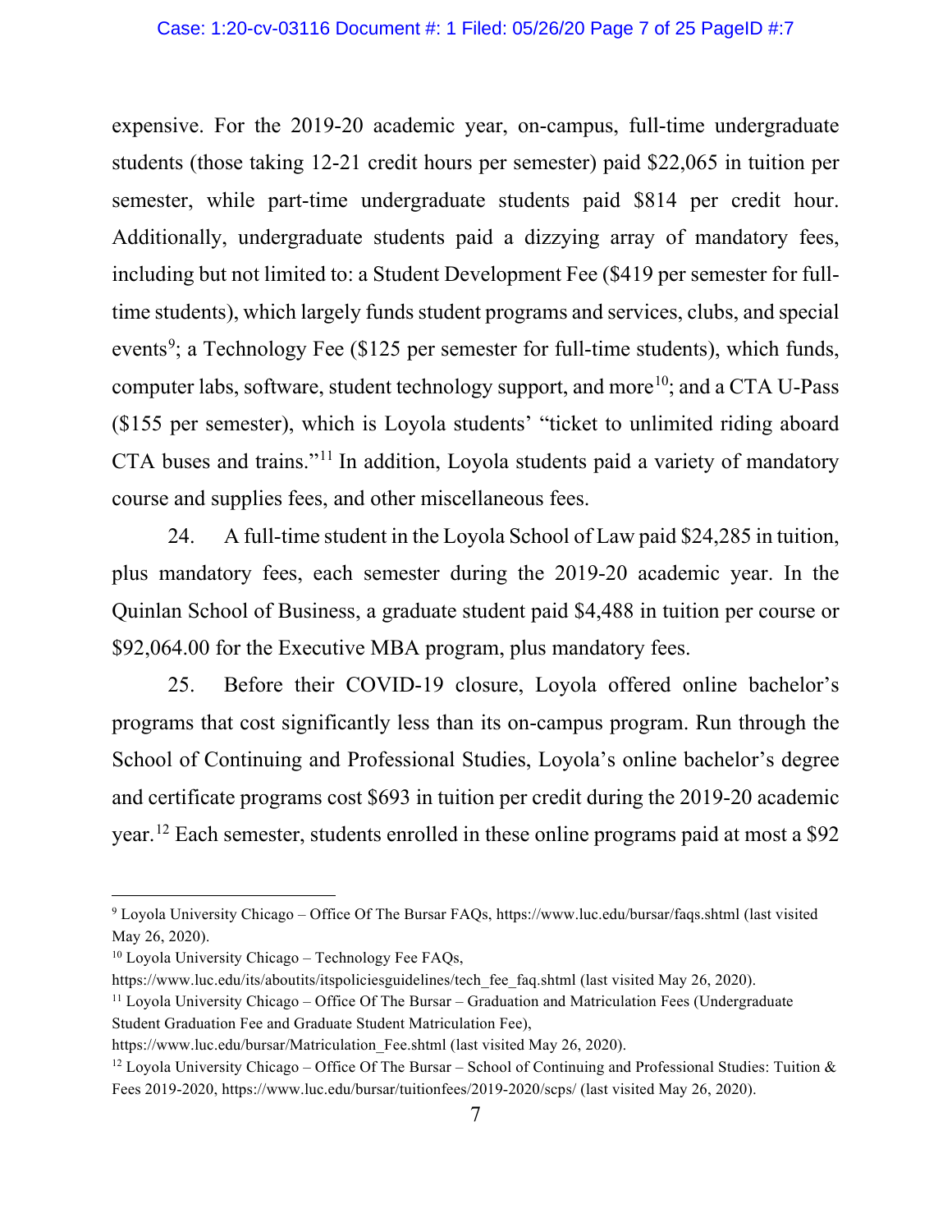expensive. For the 2019-20 academic year, on-campus, full-time undergraduate students (those taking 12-21 credit hours per semester) paid $22,065 in tuition per semester, while part-time undergraduate students paid $814 per credit hour. Additionally, undergraduate students paid a dizzying array of mandatory fees, including but not limited to: a Student Development Fee ($419 per semester for full-time students), which largely funds student programs and services, clubs, and special events[9]; a Technology Fee ($125 per semester for full-time students), which funds, computer labs, software, student technology support, and more[10]; and a CTA U-Pass ($155 per semester), which is Loyola students' "ticket to unlimited riding aboard CTA buses and trains."[11] In addition, Loyola students paid a variety of mandatory course and supplies fees, and other miscellaneous fees.

24. A full-time student in the Loyola School of Law paid $24,285 in tuition, plus mandatory fees, each semester during the 2019-20 academic year. In the Quinlan School of Business, a graduate student paid $4,488 in tuition per course or $92,064.00 for the Executive MBA program, plus mandatory fees.

25. Before their COVID-19 closure, Loyola offered online bachelor's programs that cost significantly less than its on-campus program. Run through the School of Continuing and Professional Studies, Loyola's online bachelor's degree and certificate programs cost $693 in tuition per credit during the 2019-20 academic year.[12] Each semester, students enrolled in these online programs paid at most a $92

---

[9] Loyola University Chicago – Office Of The Bursar FAQs, https://www.luc.edu/bursar/faqs.shtml (last visited May 26, 2020).

[10] Loyola University Chicago – Technology Fee FAQs, https://www.luc.edu/its/aboutits/itspoliciesguidelines/tech_fee_faq.shtml (last visited May 26, 2020).

[11] Loyola University Chicago – Office Of The Bursar – Graduation and Matriculation Fees (Undergraduate Student Graduation Fee and Graduate Student Matriculation Fee), https://www.luc.edu/bursar/Matriculation_Fee.shtml (last visited May 26, 2020).

[12] Loyola University Chicago – Office Of The Bursar – School of Continuing and Professional Studies: Tuition & Fees 2019-2020, https://www.luc.edu/bursar/tuitionfees/2019-2020/scps/ (last visited May 26, 2020).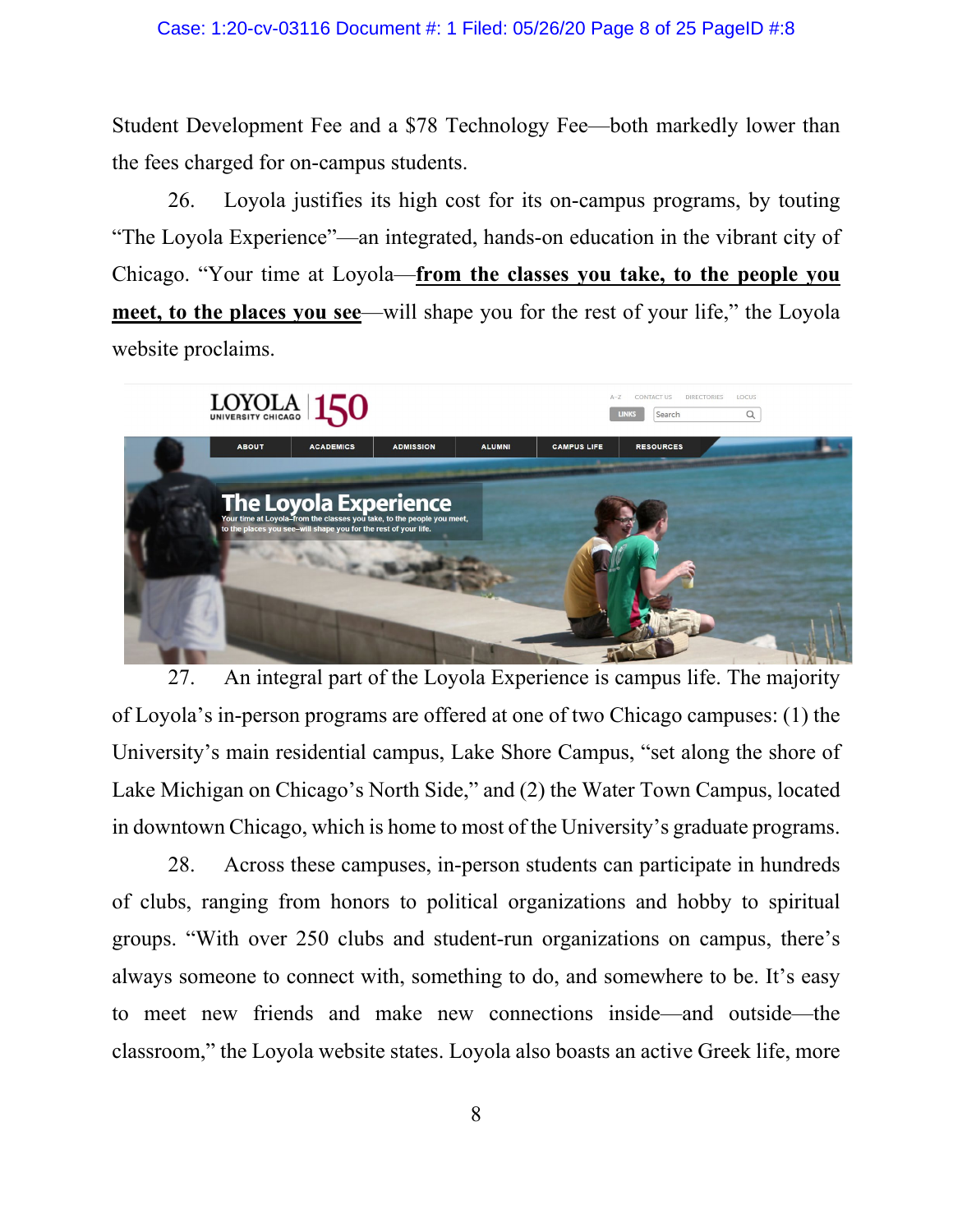Student Development Fee and a $78 Technology Fee—both markedly lower than the fees charged for on-campus students.

26. Loyola justifies its high cost for its on-campus programs, by touting "The Loyola Experience"—an integrated, hands-on education in the vibrant city of Chicago. "Your time at Loyola—**from the classes you take, to the people you meet, to the places you see**—will shape you for the rest of your life," the Loyola website proclaims.

27. An integral part of the Loyola Experience is campus life. The majority of Loyola's in-person programs are offered at one of two Chicago campuses: (1) the University's main residential campus, Lake Shore Campus, "set along the shore of Lake Michigan on Chicago's North Side," and (2) the Water Town Campus, located in downtown Chicago, which is home to most of the University's graduate programs.

28. Across these campuses, in-person students can participate in hundreds of clubs, ranging from honors to political organizations and hobby to spiritual groups. "With over 250 clubs and student-run organizations on campus, there's always someone to connect with, something to do, and somewhere to be. It's easy to meet new friends and make new connections inside—and outside—the classroom," the Loyola website states. Loyola also boasts an active Greek life, more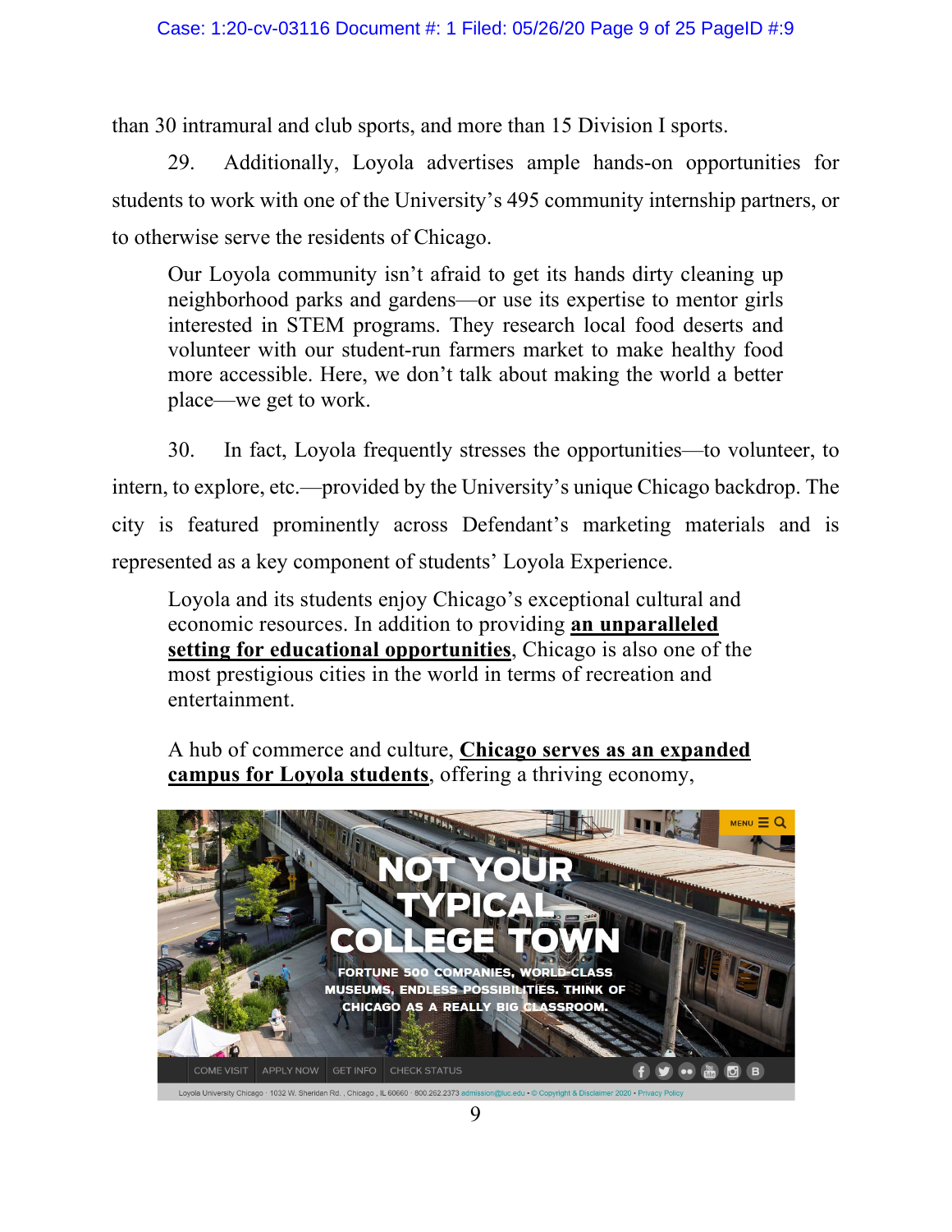than 30 intramural and club sports, and more than 15 Division I sports.

29. Additionally, Loyola advertises ample hands-on opportunities for students to work with one of the University's 495 community internship partners, or to otherwise serve the residents of Chicago.

> Our Loyola community isn't afraid to get its hands dirty cleaning up neighborhood parks and gardens—or use its expertise to mentor girls interested in STEM programs. They research local food deserts and volunteer with our student-run farmers market to make healthy food more accessible. Here, we don't talk about making the world a better place—we get to work.

30. In fact, Loyola frequently stresses the opportunities—to volunteer, to intern, to explore, etc.—provided by the University's unique Chicago backdrop. The city is featured prominently across Defendant's marketing materials and is represented as a key component of students' Loyola Experience.

> Loyola and its students enjoy Chicago's exceptional cultural and economic resources. In addition to providing **an unparalleled setting for educational opportunities**, Chicago is also one of the most prestigious cities in the world in terms of recreation and entertainment.
>
> A hub of commerce and culture, **Chicago serves as an expanded campus for Loyola students**, offering a thriving economy,

NOT YOUR TYPICAL COLLEGE TOWN

FORTUNE 500 COMPANIES, WORLD-CLASS MUSEUMS, ENDLESS POSSIBILITIES. THINK OF CHICAGO AS A REALLY BIG CLASSROOM.

COME VISIT | APPLY NOW | GET INFO | CHECK STATUS

Loyola University Chicago · 1032 W. Sheridan Rd. , Chicago , IL 60660 · 800.262.2373 admission@luc.edu • © Copyright & Disclaimer 2020 • Privacy Policy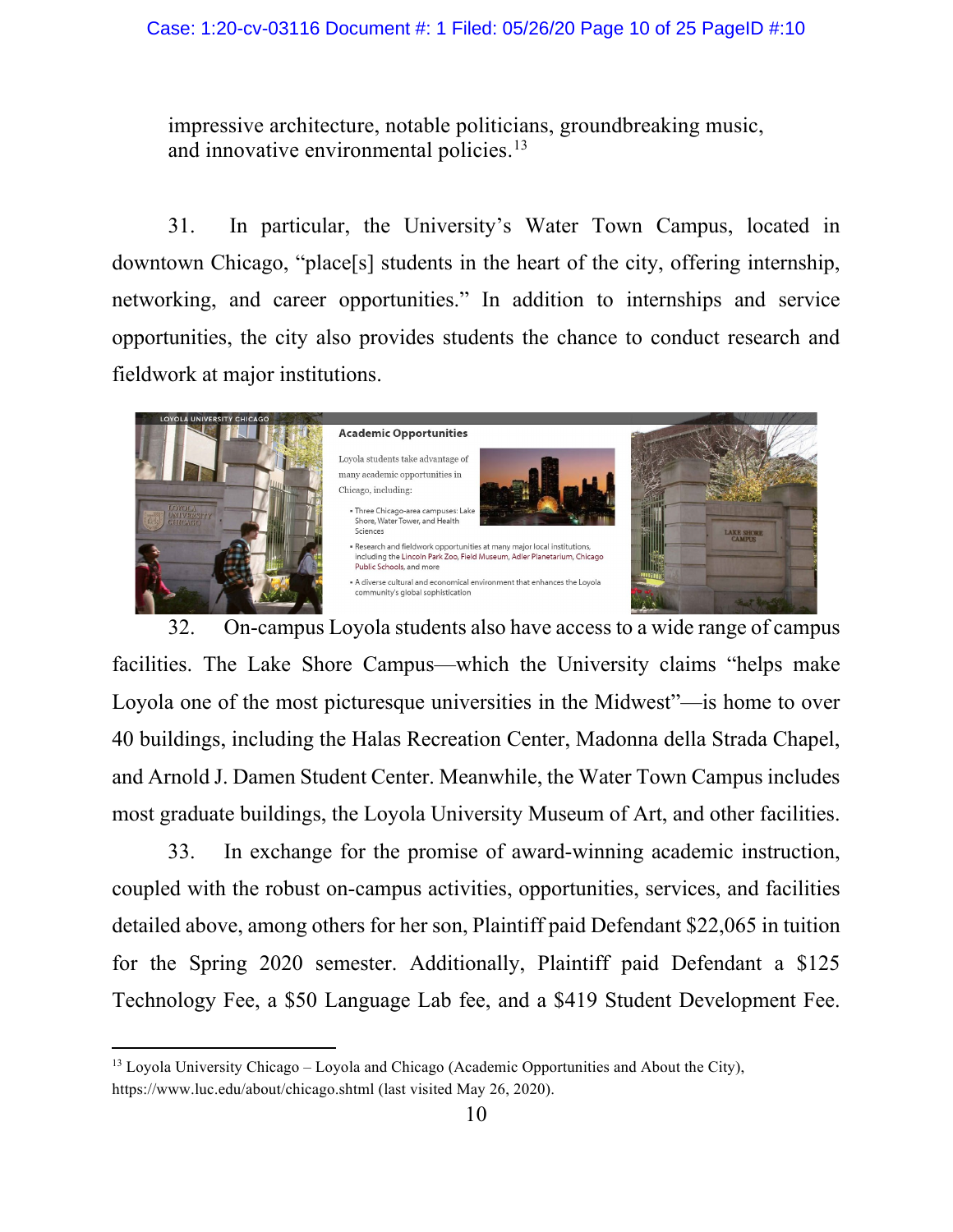impressive architecture, notable politicians, groundbreaking music, and innovative environmental policies.[13]

31. In particular, the University's Water Town Campus, located in downtown Chicago, "place[s] students in the heart of the city, offering internship, networking, and career opportunities." In addition to internships and service opportunities, the city also provides students the chance to conduct research and fieldwork at major institutions.

LOYOLA UNIVERSITY CHICAGO

**Academic Opportunities**

Loyola students take advantage of many academic opportunities in Chicago, including:

- Three Chicago-area campuses: Lake Shore, Water Tower, and Health Sciences
- Research and fieldwork opportunities at many major local institutions, including the Lincoln Park Zoo, Field Museum, Adler Planetarium, Chicago Public Schools, and more
- A diverse cultural and economical environment that enhances the Loyola community's global sophistication

32. On-campus Loyola students also have access to a wide range of campus facilities. The Lake Shore Campus—which the University claims "helps make Loyola one of the most picturesque universities in the Midwest"—is home to over 40 buildings, including the Halas Recreation Center, Madonna della Strada Chapel, and Arnold J. Damen Student Center. Meanwhile, the Water Town Campus includes most graduate buildings, the Loyola University Museum of Art, and other facilities.

33. In exchange for the promise of award-winning academic instruction, coupled with the robust on-campus activities, opportunities, services, and facilities detailed above, among others for her son, Plaintiff paid Defendant $22,065 in tuition for the Spring 2020 semester. Additionally, Plaintiff paid Defendant a $125 Technology Fee, a $50 Language Lab fee, and a $419 Student Development Fee.

---

[13] Loyola University Chicago – Loyola and Chicago (Academic Opportunities and About the City), https://www.luc.edu/about/chicago.shtml (last visited May 26, 2020).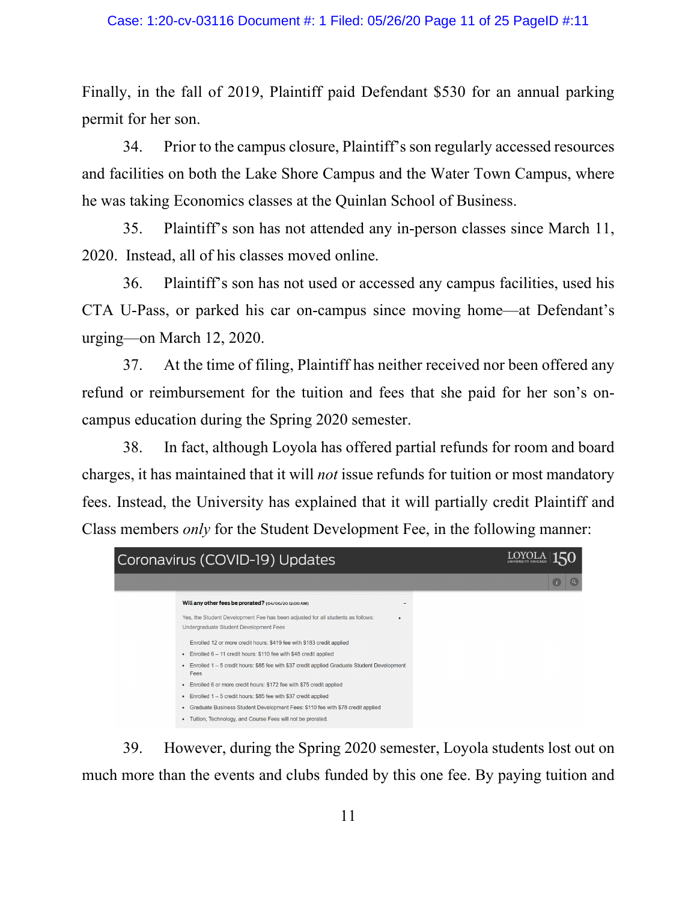Finally, in the fall of 2019, Plaintiff paid Defendant $530 for an annual parking permit for her son.

34. Prior to the campus closure, Plaintiff's son regularly accessed resources and facilities on both the Lake Shore Campus and the Water Town Campus, where he was taking Economics classes at the Quinlan School of Business.

35. Plaintiff's son has not attended any in-person classes since March 11, 2020. Instead, all of his classes moved online.

36. Plaintiff's son has not used or accessed any campus facilities, used his CTA U-Pass, or parked his car on-campus since moving home—at Defendant's urging—on March 12, 2020.

37. At the time of filing, Plaintiff has neither received nor been offered any refund or reimbursement for the tuition and fees that she paid for her son's on-campus education during the Spring 2020 semester.

38. In fact, although Loyola has offered partial refunds for room and board charges, it has maintained that it will *not* issue refunds for tuition or most mandatory fees. Instead, the University has explained that it will partially credit Plaintiff and Class members *only* for the Student Development Fee, in the following manner:

Coronavirus (COVID-19) Updates — LOYOLA UNIVERSITY CHICAGO 150

**Will any other fees be prorated?** (04/06/20 12:00 AM)

Yes, the Student Development Fee has been adjusted for all students as follows:
Undergraduate Student Development Fees

- Enrolled 12 or more credit hours: $419 fee with $183 credit applied
- Enrolled 6 – 11 credit hours: $110 fee with $48 credit applied
- Enrolled 1 – 5 credit hours: $85 fee with $37 credit applied Graduate Student Development Fees
- Enrolled 6 or more credit hours: $172 fee with $75 credit applied
- Enrolled 1 – 5 credit hours: $85 fee with $37 credit applied
- Graduate Business Student Development Fees: $110 fee with $78 credit applied
- Tuition, Technology, and Course Fees will not be prorated.

39. However, during the Spring 2020 semester, Loyola students lost out on much more than the events and clubs funded by this one fee. By paying tuition and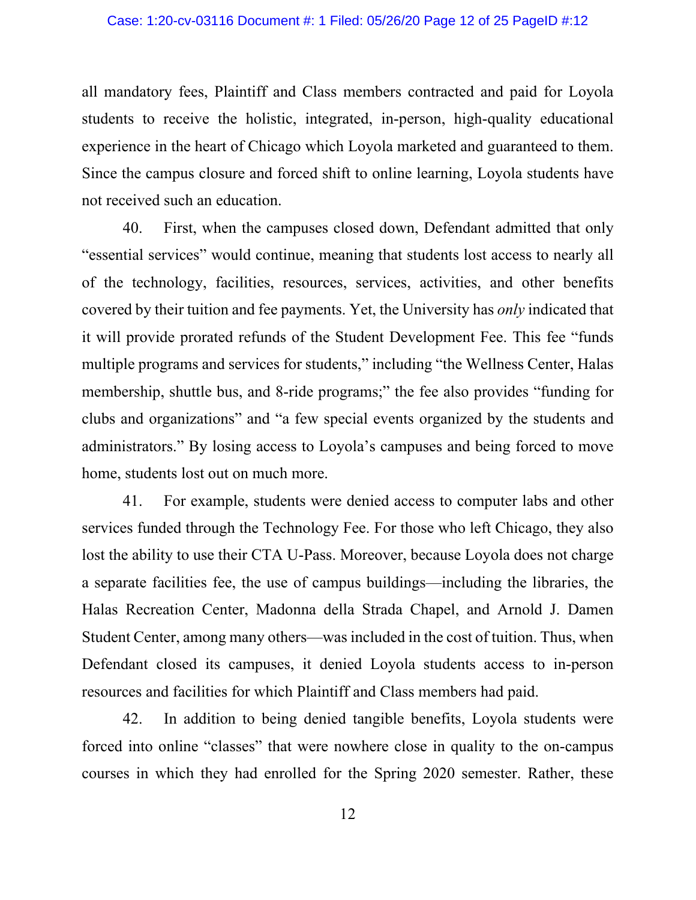all mandatory fees, Plaintiff and Class members contracted and paid for Loyola students to receive the holistic, integrated, in-person, high-quality educational experience in the heart of Chicago which Loyola marketed and guaranteed to them. Since the campus closure and forced shift to online learning, Loyola students have not received such an education.

40. First, when the campuses closed down, Defendant admitted that only "essential services" would continue, meaning that students lost access to nearly all of the technology, facilities, resources, services, activities, and other benefits covered by their tuition and fee payments. Yet, the University has *only* indicated that it will provide prorated refunds of the Student Development Fee. This fee "funds multiple programs and services for students," including "the Wellness Center, Halas membership, shuttle bus, and 8-ride programs;" the fee also provides "funding for clubs and organizations" and "a few special events organized by the students and administrators." By losing access to Loyola's campuses and being forced to move home, students lost out on much more.

41. For example, students were denied access to computer labs and other services funded through the Technology Fee. For those who left Chicago, they also lost the ability to use their CTA U-Pass. Moreover, because Loyola does not charge a separate facilities fee, the use of campus buildings—including the libraries, the Halas Recreation Center, Madonna della Strada Chapel, and Arnold J. Damen Student Center, among many others—was included in the cost of tuition. Thus, when Defendant closed its campuses, it denied Loyola students access to in-person resources and facilities for which Plaintiff and Class members had paid.

42. In addition to being denied tangible benefits, Loyola students were forced into online "classes" that were nowhere close in quality to the on-campus courses in which they had enrolled for the Spring 2020 semester. Rather, these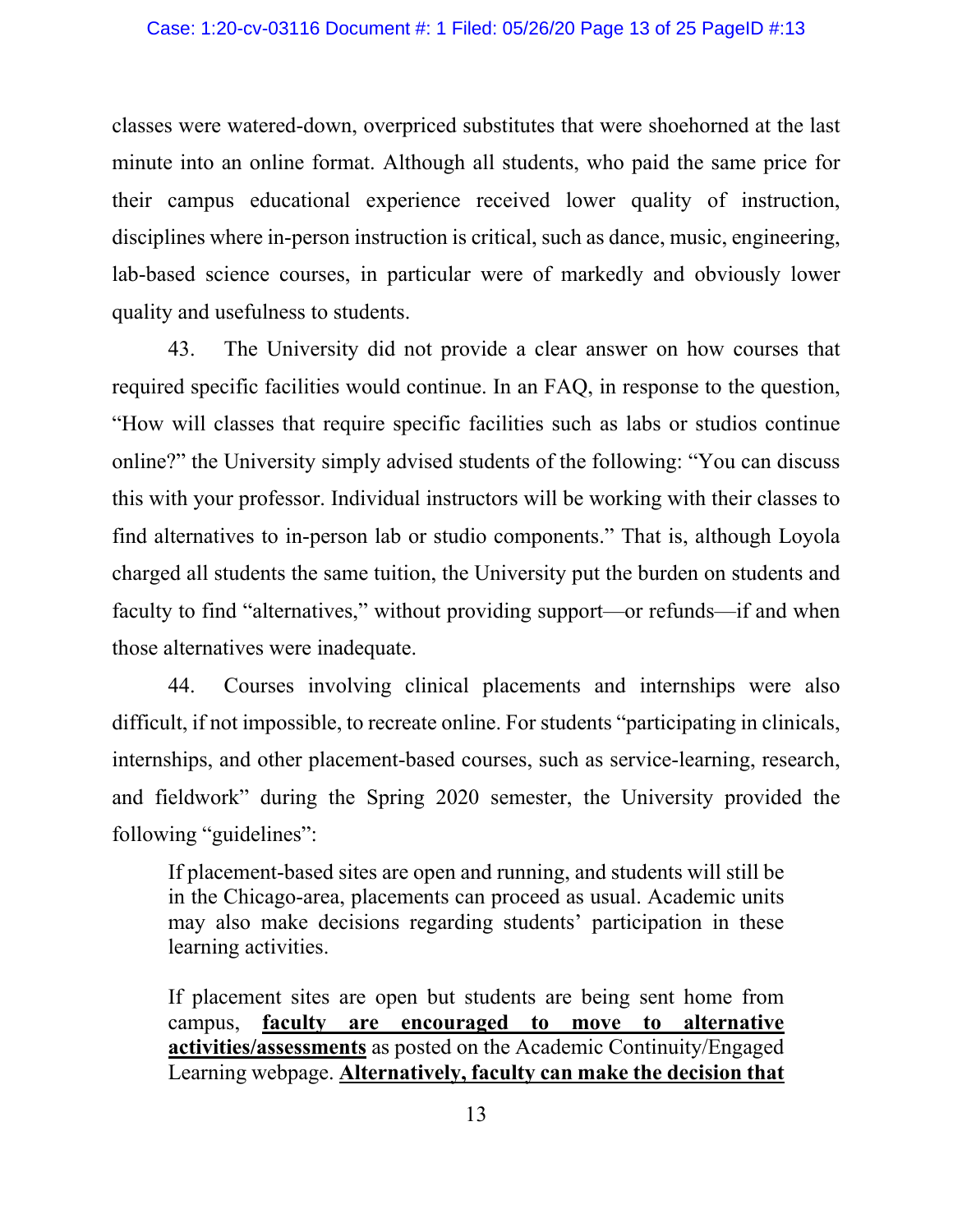classes were watered-down, overpriced substitutes that were shoehorned at the last minute into an online format. Although all students, who paid the same price for their campus educational experience received lower quality of instruction, disciplines where in-person instruction is critical, such as dance, music, engineering, lab-based science courses, in particular were of markedly and obviously lower quality and usefulness to students.

43. The University did not provide a clear answer on how courses that required specific facilities would continue. In an FAQ, in response to the question, "How will classes that require specific facilities such as labs or studios continue online?" the University simply advised students of the following: "You can discuss this with your professor. Individual instructors will be working with their classes to find alternatives to in-person lab or studio components." That is, although Loyola charged all students the same tuition, the University put the burden on students and faculty to find "alternatives," without providing support—or refunds—if and when those alternatives were inadequate.

44. Courses involving clinical placements and internships were also difficult, if not impossible, to recreate online. For students "participating in clinicals, internships, and other placement-based courses, such as service-learning, research, and fieldwork" during the Spring 2020 semester, the University provided the following "guidelines":

> If placement-based sites are open and running, and students will still be in the Chicago-area, placements can proceed as usual. Academic units may also make decisions regarding students' participation in these learning activities.
>
> If placement sites are open but students are being sent home from campus, <u>**faculty are encouraged to move to alternative activities/assessments**</u> as posted on the Academic Continuity/Engaged Learning webpage. <u>**Alternatively, faculty can make the decision that**</u>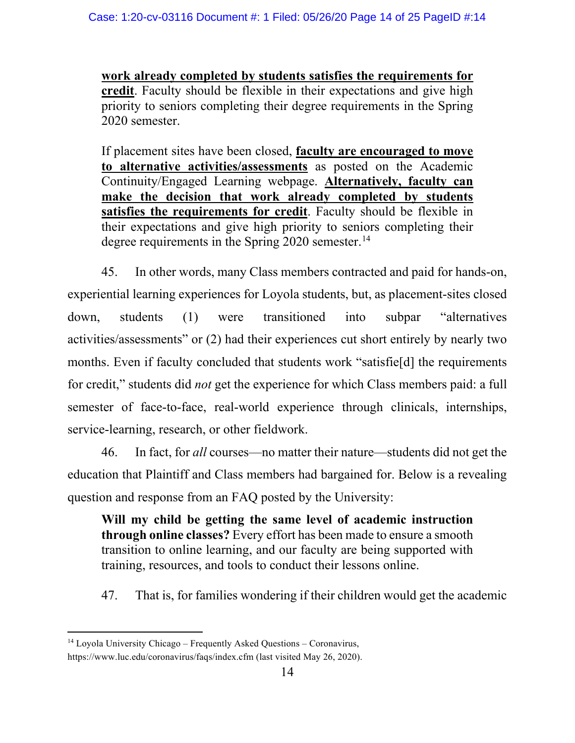> **work already completed by students satisfies the requirements for credit**. Faculty should be flexible in their expectations and give high priority to seniors completing their degree requirements in the Spring 2020 semester.
>
> If placement sites have been closed, **faculty are encouraged to move to alternative activities/assessments** as posted on the Academic Continuity/Engaged Learning webpage. **Alternatively, faculty can make the decision that work already completed by students satisfies the requirements for credit**. Faculty should be flexible in their expectations and give high priority to seniors completing their degree requirements in the Spring 2020 semester.[14]

45. In other words, many Class members contracted and paid for hands-on, experiential learning experiences for Loyola students, but, as placement-sites closed down, students (1) were transitioned into subpar "alternatives activities/assessments" or (2) had their experiences cut short entirely by nearly two months. Even if faculty concluded that students work "satisfie[d] the requirements for credit," students did *not* get the experience for which Class members paid: a full semester of face-to-face, real-world experience through clinicals, internships, service-learning, research, or other fieldwork.

46. In fact, for *all* courses—no matter their nature—students did not get the education that Plaintiff and Class members had bargained for. Below is a revealing question and response from an FAQ posted by the University:

> **Will my child be getting the same level of academic instruction through online classes?** Every effort has been made to ensure a smooth transition to online learning, and our faculty are being supported with training, resources, and tools to conduct their lessons online.

47. That is, for families wondering if their children would get the academic

---

[14] Loyola University Chicago – Frequently Asked Questions – Coronavirus, https://www.luc.edu/coronavirus/faqs/index.cfm (last visited May 26, 2020).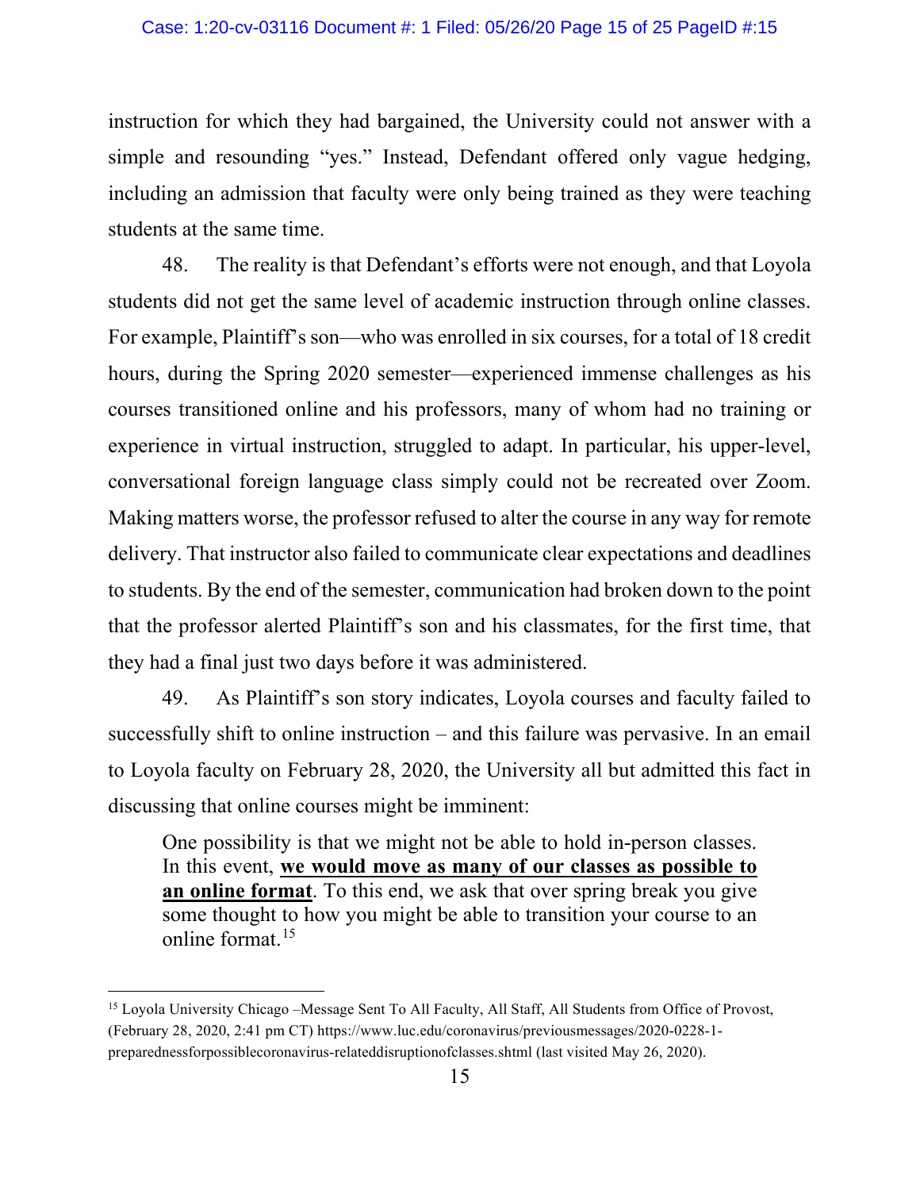instruction for which they had bargained, the University could not answer with a simple and resounding "yes." Instead, Defendant offered only vague hedging, including an admission that faculty were only being trained as they were teaching students at the same time.

48. The reality is that Defendant's efforts were not enough, and that Loyola students did not get the same level of academic instruction through online classes. For example, Plaintiff's son—who was enrolled in six courses, for a total of 18 credit hours, during the Spring 2020 semester—experienced immense challenges as his courses transitioned online and his professors, many of whom had no training or experience in virtual instruction, struggled to adapt. In particular, his upper-level, conversational foreign language class simply could not be recreated over Zoom. Making matters worse, the professor refused to alter the course in any way for remote delivery. That instructor also failed to communicate clear expectations and deadlines to students. By the end of the semester, communication had broken down to the point that the professor alerted Plaintiff's son and his classmates, for the first time, that they had a final just two days before it was administered.

49. As Plaintiff's son story indicates, Loyola courses and faculty failed to successfully shift to online instruction – and this failure was pervasive. In an email to Loyola faculty on February 28, 2020, the University all but admitted this fact in discussing that online courses might be imminent:

> One possibility is that we might not be able to hold in-person classes. In this event, **<u>we would move as many of our classes as possible to an online format</u>**. To this end, we ask that over spring break you give some thought to how you might be able to transition your course to an online format.[15]

---

[15] Loyola University Chicago –Message Sent To All Faculty, All Staff, All Students from Office of Provost, (February 28, 2020, 2:41 pm CT) https://www.luc.edu/coronavirus/previousmessages/2020-0228-1-preparednessforpossiblecoronavirus-relateddisruptionofclasses.shtml (last visited May 26, 2020).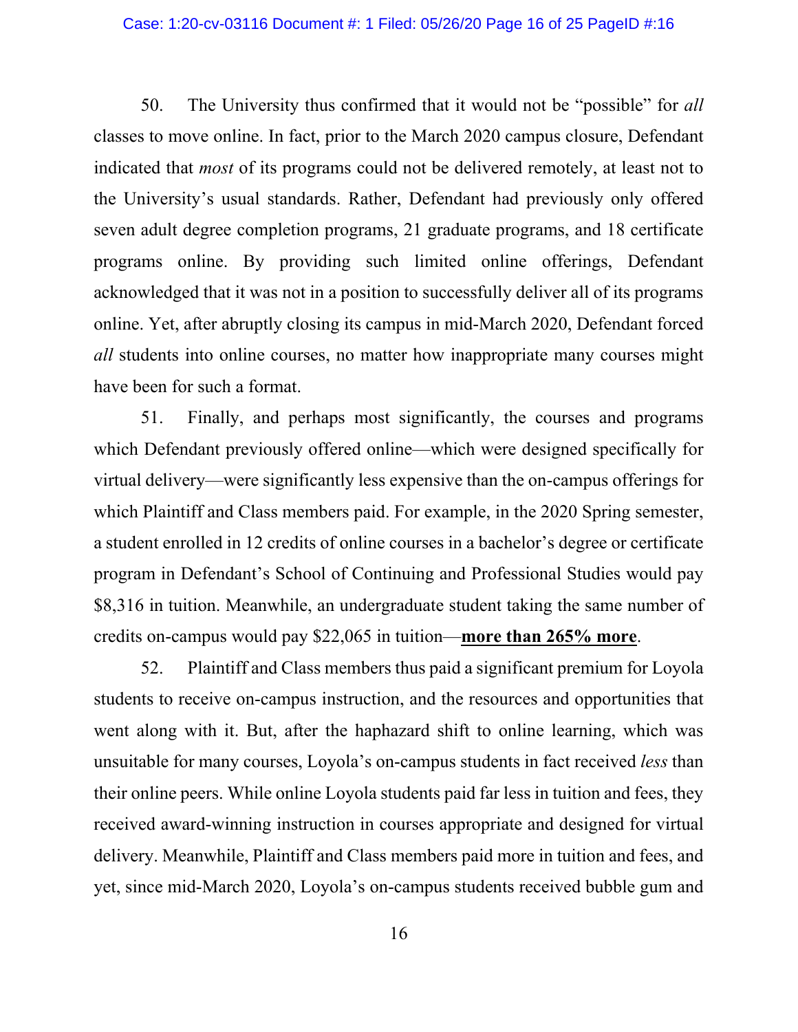50. The University thus confirmed that it would not be "possible" for *all* classes to move online. In fact, prior to the March 2020 campus closure, Defendant indicated that *most* of its programs could not be delivered remotely, at least not to the University's usual standards. Rather, Defendant had previously only offered seven adult degree completion programs, 21 graduate programs, and 18 certificate programs online. By providing such limited online offerings, Defendant acknowledged that it was not in a position to successfully deliver all of its programs online. Yet, after abruptly closing its campus in mid-March 2020, Defendant forced *all* students into online courses, no matter how inappropriate many courses might have been for such a format.

51. Finally, and perhaps most significantly, the courses and programs which Defendant previously offered online—which were designed specifically for virtual delivery—were significantly less expensive than the on-campus offerings for which Plaintiff and Class members paid. For example, in the 2020 Spring semester, a student enrolled in 12 credits of online courses in a bachelor's degree or certificate program in Defendant's School of Continuing and Professional Studies would pay $8,316 in tuition. Meanwhile, an undergraduate student taking the same number of credits on-campus would pay $22,065 in tuition—<u>**more than 265% more**</u>.

52. Plaintiff and Class members thus paid a significant premium for Loyola students to receive on-campus instruction, and the resources and opportunities that went along with it. But, after the haphazard shift to online learning, which was unsuitable for many courses, Loyola's on-campus students in fact received *less* than their online peers. While online Loyola students paid far less in tuition and fees, they received award-winning instruction in courses appropriate and designed for virtual delivery. Meanwhile, Plaintiff and Class members paid more in tuition and fees, and yet, since mid-March 2020, Loyola's on-campus students received bubble gum and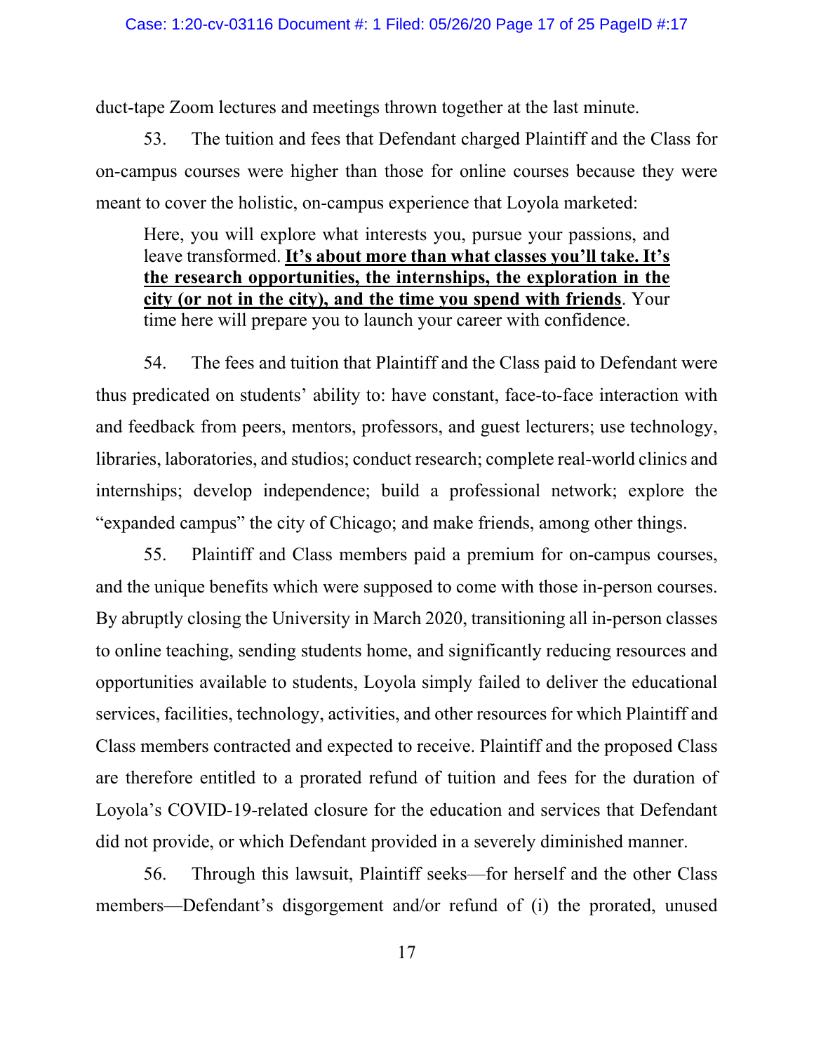duct-tape Zoom lectures and meetings thrown together at the last minute.

53. The tuition and fees that Defendant charged Plaintiff and the Class for on-campus courses were higher than those for online courses because they were meant to cover the holistic, on-campus experience that Loyola marketed:

> Here, you will explore what interests you, pursue your passions, and leave transformed. <u>**It's about more than what classes you'll take. It's the research opportunities, the internships, the exploration in the city (or not in the city), and the time you spend with friends**</u>. Your time here will prepare you to launch your career with confidence.

54. The fees and tuition that Plaintiff and the Class paid to Defendant were thus predicated on students' ability to: have constant, face-to-face interaction with and feedback from peers, mentors, professors, and guest lecturers; use technology, libraries, laboratories, and studios; conduct research; complete real-world clinics and internships; develop independence; build a professional network; explore the "expanded campus" the city of Chicago; and make friends, among other things.

55. Plaintiff and Class members paid a premium for on-campus courses, and the unique benefits which were supposed to come with those in-person courses. By abruptly closing the University in March 2020, transitioning all in-person classes to online teaching, sending students home, and significantly reducing resources and opportunities available to students, Loyola simply failed to deliver the educational services, facilities, technology, activities, and other resources for which Plaintiff and Class members contracted and expected to receive. Plaintiff and the proposed Class are therefore entitled to a prorated refund of tuition and fees for the duration of Loyola's COVID-19-related closure for the education and services that Defendant did not provide, or which Defendant provided in a severely diminished manner.

56. Through this lawsuit, Plaintiff seeks—for herself and the other Class members—Defendant's disgorgement and/or refund of (i) the prorated, unused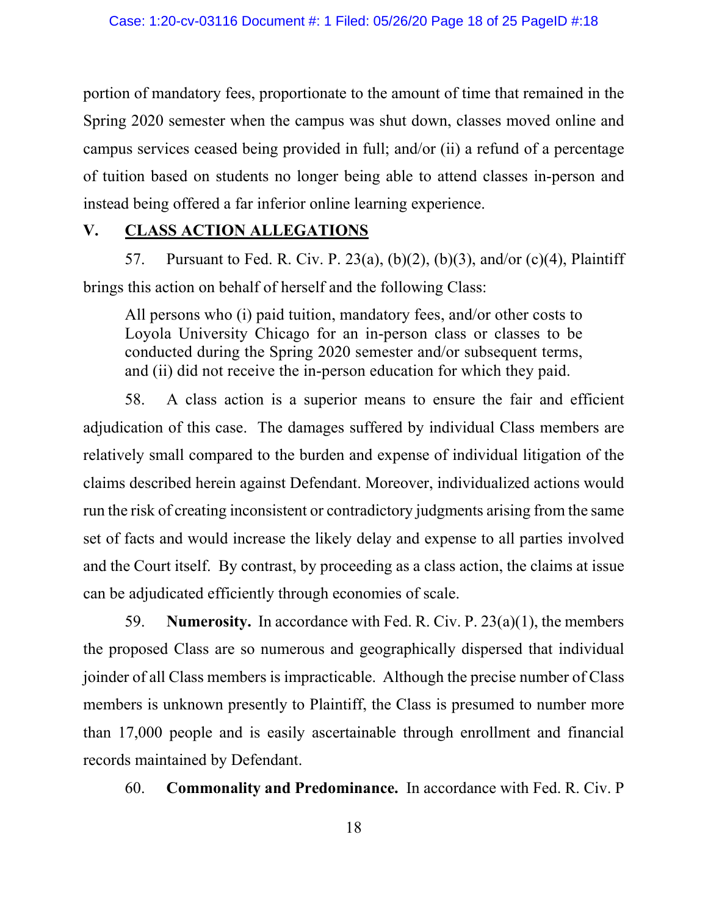portion of mandatory fees, proportionate to the amount of time that remained in the Spring 2020 semester when the campus was shut down, classes moved online and campus services ceased being provided in full; and/or (ii) a refund of a percentage of tuition based on students no longer being able to attend classes in-person and instead being offered a far inferior online learning experience.

## V. CLASS ACTION ALLEGATIONS

57. Pursuant to Fed. R. Civ. P. 23(a), (b)(2), (b)(3), and/or (c)(4), Plaintiff brings this action on behalf of herself and the following Class:

> All persons who (i) paid tuition, mandatory fees, and/or other costs to Loyola University Chicago for an in-person class or classes to be conducted during the Spring 2020 semester and/or subsequent terms, and (ii) did not receive the in-person education for which they paid.

58. A class action is a superior means to ensure the fair and efficient adjudication of this case. The damages suffered by individual Class members are relatively small compared to the burden and expense of individual litigation of the claims described herein against Defendant. Moreover, individualized actions would run the risk of creating inconsistent or contradictory judgments arising from the same set of facts and would increase the likely delay and expense to all parties involved and the Court itself. By contrast, by proceeding as a class action, the claims at issue can be adjudicated efficiently through economies of scale.

59. **Numerosity.** In accordance with Fed. R. Civ. P. 23(a)(1), the members the proposed Class are so numerous and geographically dispersed that individual joinder of all Class members is impracticable. Although the precise number of Class members is unknown presently to Plaintiff, the Class is presumed to number more than 17,000 people and is easily ascertainable through enrollment and financial records maintained by Defendant.

60. **Commonality and Predominance.** In accordance with Fed. R. Civ. P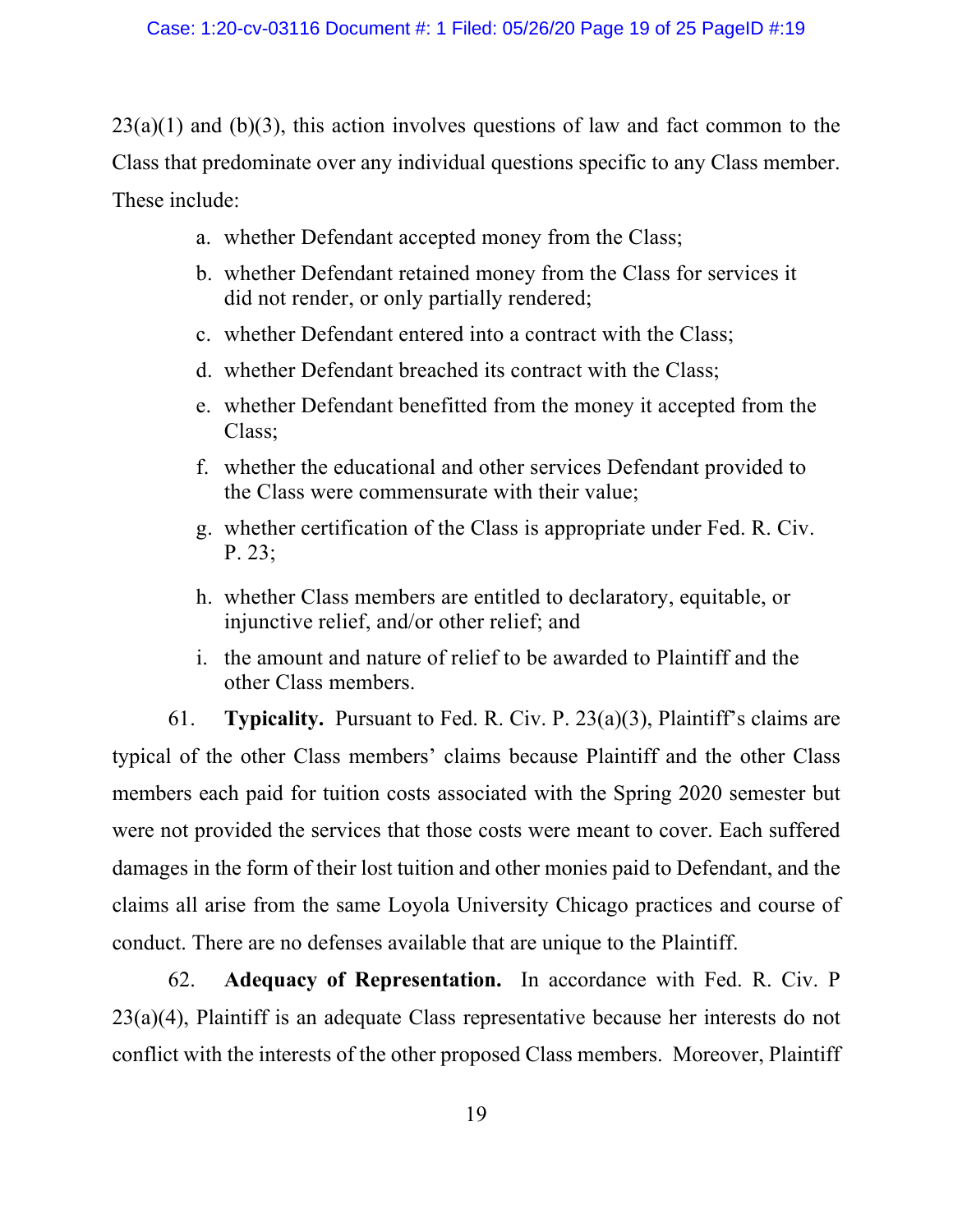23(a)(1) and (b)(3), this action involves questions of law and fact common to the Class that predominate over any individual questions specific to any Class member. These include:

a. whether Defendant accepted money from the Class;

b. whether Defendant retained money from the Class for services it did not render, or only partially rendered;

c. whether Defendant entered into a contract with the Class;

d. whether Defendant breached its contract with the Class;

e. whether Defendant benefitted from the money it accepted from the Class;

f. whether the educational and other services Defendant provided to the Class were commensurate with their value;

g. whether certification of the Class is appropriate under Fed. R. Civ. P. 23;

h. whether Class members are entitled to declaratory, equitable, or injunctive relief, and/or other relief; and

i. the amount and nature of relief to be awarded to Plaintiff and the other Class members.

61. **Typicality.** Pursuant to Fed. R. Civ. P. 23(a)(3), Plaintiff's claims are typical of the other Class members' claims because Plaintiff and the other Class members each paid for tuition costs associated with the Spring 2020 semester but were not provided the services that those costs were meant to cover. Each suffered damages in the form of their lost tuition and other monies paid to Defendant, and the claims all arise from the same Loyola University Chicago practices and course of conduct. There are no defenses available that are unique to the Plaintiff.

62. **Adequacy of Representation.** In accordance with Fed. R. Civ. P 23(a)(4), Plaintiff is an adequate Class representative because her interests do not conflict with the interests of the other proposed Class members. Moreover, Plaintiff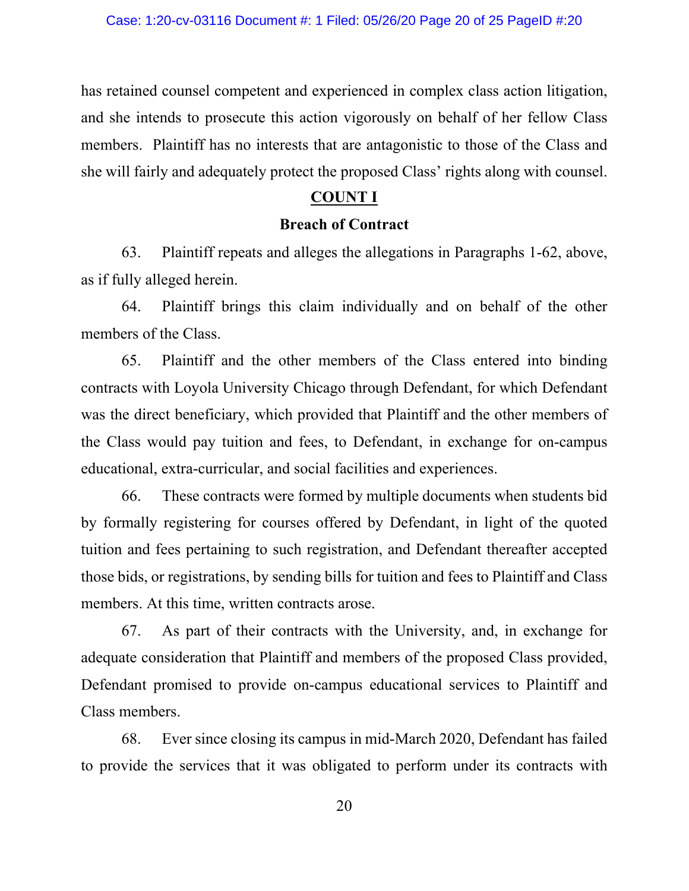has retained counsel competent and experienced in complex class action litigation, and she intends to prosecute this action vigorously on behalf of her fellow Class members. Plaintiff has no interests that are antagonistic to those of the Class and she will fairly and adequately protect the proposed Class' rights along with counsel.

## COUNT I

### Breach of Contract

63. Plaintiff repeats and alleges the allegations in Paragraphs 1-62, above, as if fully alleged herein.

64. Plaintiff brings this claim individually and on behalf of the other members of the Class.

65. Plaintiff and the other members of the Class entered into binding contracts with Loyola University Chicago through Defendant, for which Defendant was the direct beneficiary, which provided that Plaintiff and the other members of the Class would pay tuition and fees, to Defendant, in exchange for on-campus educational, extra-curricular, and social facilities and experiences.

66. These contracts were formed by multiple documents when students bid by formally registering for courses offered by Defendant, in light of the quoted tuition and fees pertaining to such registration, and Defendant thereafter accepted those bids, or registrations, by sending bills for tuition and fees to Plaintiff and Class members. At this time, written contracts arose.

67. As part of their contracts with the University, and, in exchange for adequate consideration that Plaintiff and members of the proposed Class provided, Defendant promised to provide on-campus educational services to Plaintiff and Class members.

68. Ever since closing its campus in mid-March 2020, Defendant has failed to provide the services that it was obligated to perform under its contracts with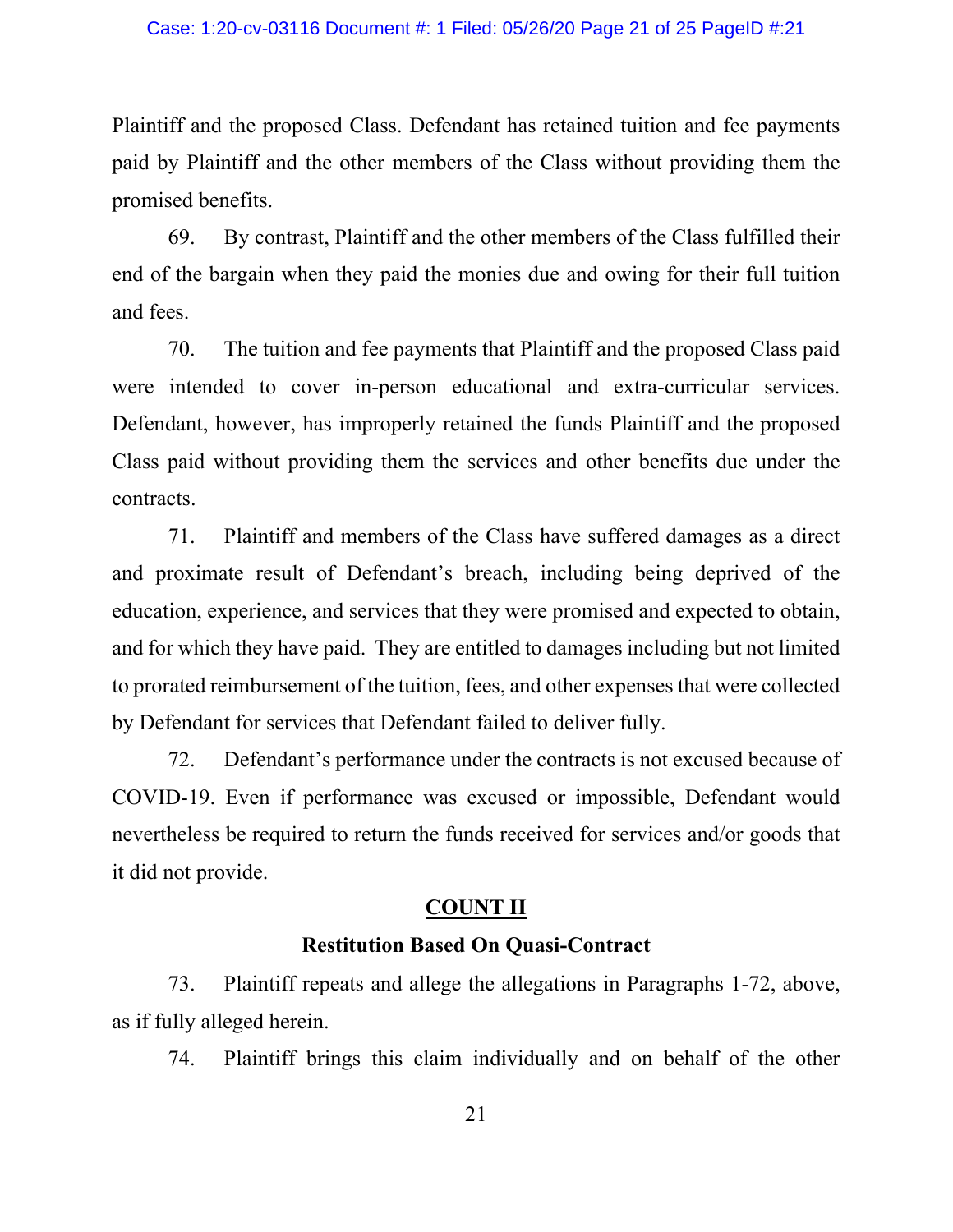Plaintiff and the proposed Class. Defendant has retained tuition and fee payments paid by Plaintiff and the other members of the Class without providing them the promised benefits.

69. By contrast, Plaintiff and the other members of the Class fulfilled their end of the bargain when they paid the monies due and owing for their full tuition and fees.

70. The tuition and fee payments that Plaintiff and the proposed Class paid were intended to cover in-person educational and extra-curricular services. Defendant, however, has improperly retained the funds Plaintiff and the proposed Class paid without providing them the services and other benefits due under the contracts.

71. Plaintiff and members of the Class have suffered damages as a direct and proximate result of Defendant's breach, including being deprived of the education, experience, and services that they were promised and expected to obtain, and for which they have paid. They are entitled to damages including but not limited to prorated reimbursement of the tuition, fees, and other expenses that were collected by Defendant for services that Defendant failed to deliver fully.

72. Defendant's performance under the contracts is not excused because of COVID-19. Even if performance was excused or impossible, Defendant would nevertheless be required to return the funds received for services and/or goods that it did not provide.

## COUNT II

### Restitution Based On Quasi-Contract

73. Plaintiff repeats and allege the allegations in Paragraphs 1-72, above, as if fully alleged herein.

74. Plaintiff brings this claim individually and on behalf of the other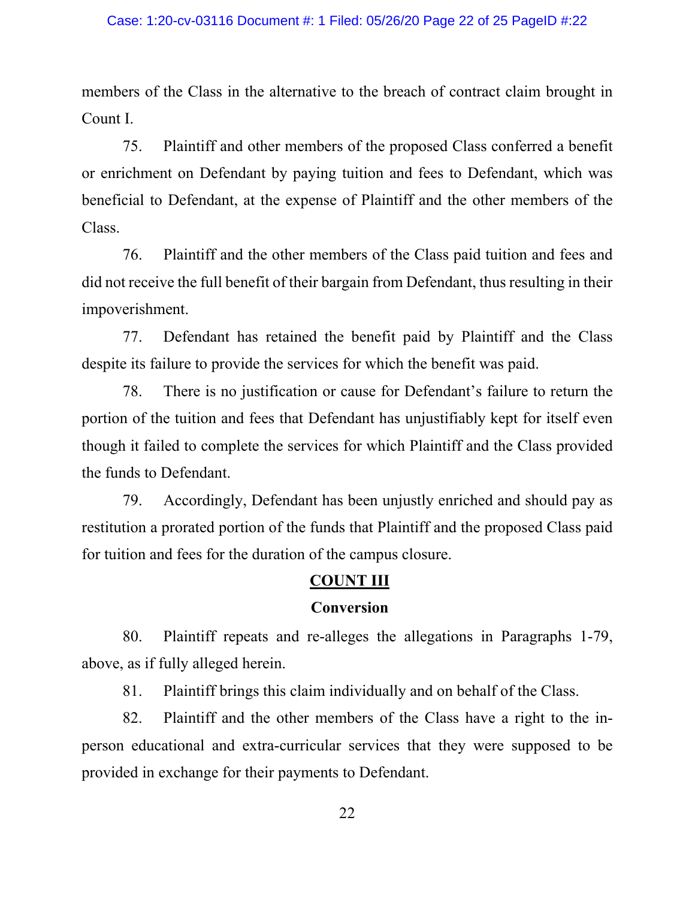members of the Class in the alternative to the breach of contract claim brought in Count I.

75. Plaintiff and other members of the proposed Class conferred a benefit or enrichment on Defendant by paying tuition and fees to Defendant, which was beneficial to Defendant, at the expense of Plaintiff and the other members of the Class.

76. Plaintiff and the other members of the Class paid tuition and fees and did not receive the full benefit of their bargain from Defendant, thus resulting in their impoverishment.

77. Defendant has retained the benefit paid by Plaintiff and the Class despite its failure to provide the services for which the benefit was paid.

78. There is no justification or cause for Defendant's failure to return the portion of the tuition and fees that Defendant has unjustifiably kept for itself even though it failed to complete the services for which Plaintiff and the Class provided the funds to Defendant.

79. Accordingly, Defendant has been unjustly enriched and should pay as restitution a prorated portion of the funds that Plaintiff and the proposed Class paid for tuition and fees for the duration of the campus closure.

## COUNT III

### Conversion

80. Plaintiff repeats and re-alleges the allegations in Paragraphs 1-79, above, as if fully alleged herein.

81. Plaintiff brings this claim individually and on behalf of the Class.

82. Plaintiff and the other members of the Class have a right to the in-person educational and extra-curricular services that they were supposed to be provided in exchange for their payments to Defendant.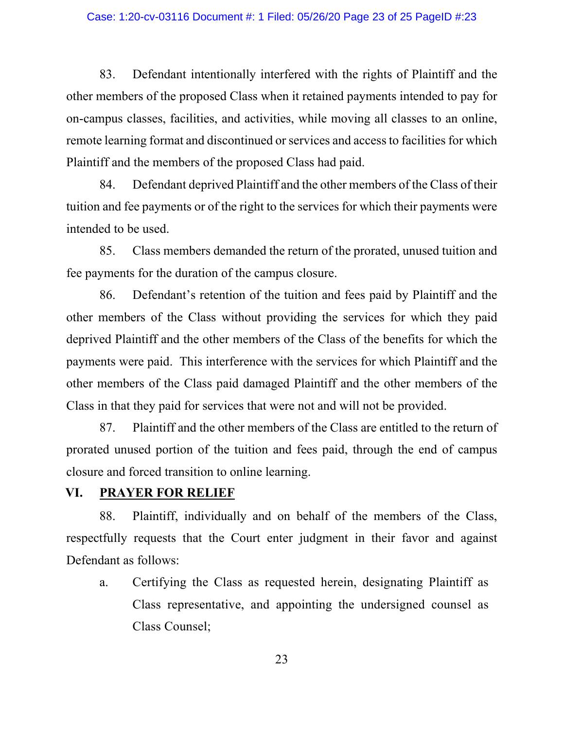83. Defendant intentionally interfered with the rights of Plaintiff and the other members of the proposed Class when it retained payments intended to pay for on-campus classes, facilities, and activities, while moving all classes to an online, remote learning format and discontinued or services and access to facilities for which Plaintiff and the members of the proposed Class had paid.

84. Defendant deprived Plaintiff and the other members of the Class of their tuition and fee payments or of the right to the services for which their payments were intended to be used.

85. Class members demanded the return of the prorated, unused tuition and fee payments for the duration of the campus closure.

86. Defendant's retention of the tuition and fees paid by Plaintiff and the other members of the Class without providing the services for which they paid deprived Plaintiff and the other members of the Class of the benefits for which the payments were paid. This interference with the services for which Plaintiff and the other members of the Class paid damaged Plaintiff and the other members of the Class in that they paid for services that were not and will not be provided.

87. Plaintiff and the other members of the Class are entitled to the return of prorated unused portion of the tuition and fees paid, through the end of campus closure and forced transition to online learning.

## VI. PRAYER FOR RELIEF

88. Plaintiff, individually and on behalf of the members of the Class, respectfully requests that the Court enter judgment in their favor and against Defendant as follows:

a. Certifying the Class as requested herein, designating Plaintiff as Class representative, and appointing the undersigned counsel as Class Counsel;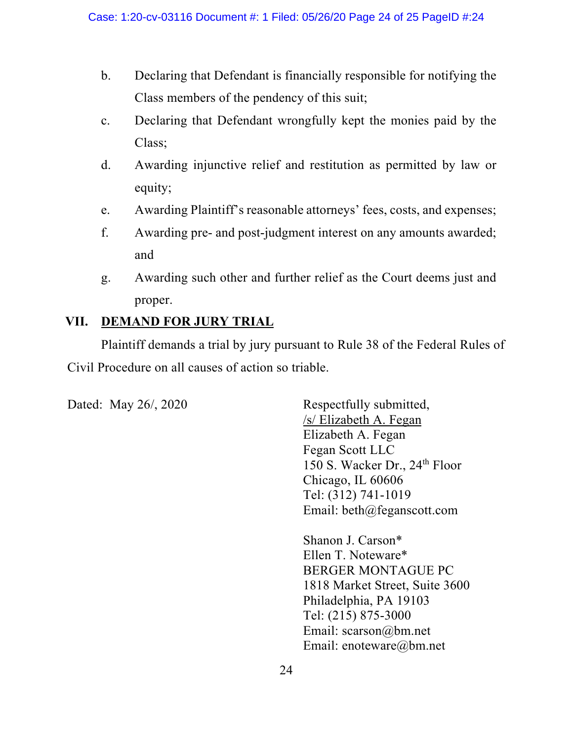b. Declaring that Defendant is financially responsible for notifying the Class members of the pendency of this suit;

c. Declaring that Defendant wrongfully kept the monies paid by the Class;

d. Awarding injunctive relief and restitution as permitted by law or equity;

e. Awarding Plaintiff's reasonable attorneys' fees, costs, and expenses;

f. Awarding pre- and post-judgment interest on any amounts awarded; and

g. Awarding such other and further relief as the Court deems just and proper.

## VII. DEMAND FOR JURY TRIAL

Plaintiff demands a trial by jury pursuant to Rule 38 of the Federal Rules of Civil Procedure on all causes of action so triable.

Dated: May 26/, 2020

Respectfully submitted,
/s/ Elizabeth A. Fegan
Elizabeth A. Fegan
Fegan Scott LLC
150 S. Wacker Dr., 24th Floor
Chicago, IL 60606
Tel: (312) 741-1019
Email: beth@feganscott.com

Shanon J. Carson*
Ellen T. Noteware*
BERGER MONTAGUE PC
1818 Market Street, Suite 3600
Philadelphia, PA 19103
Tel: (215) 875-3000
Email: scarson@bm.net
Email: enoteware@bm.net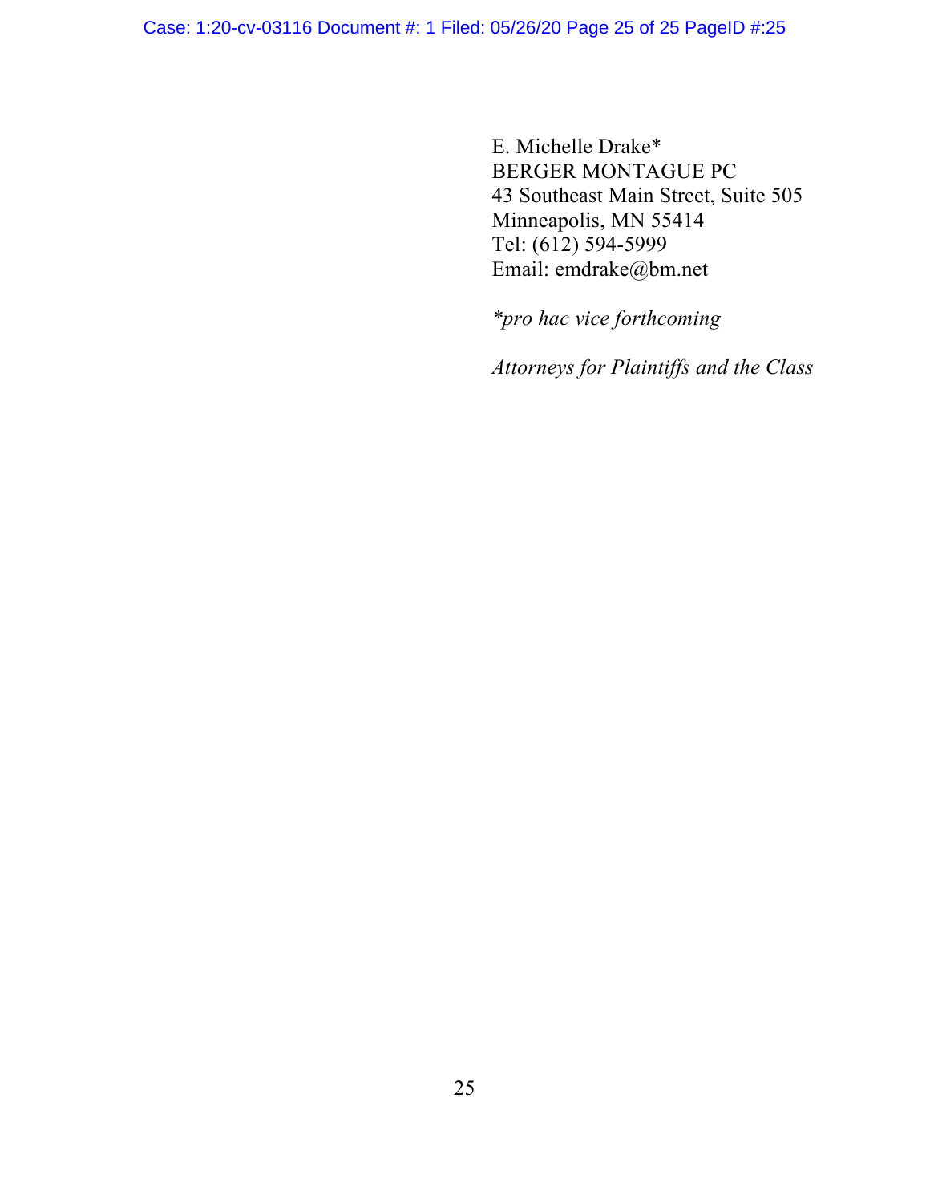E. Michelle Drake*
BERGER MONTAGUE PC
43 Southeast Main Street, Suite 505
Minneapolis, MN 55414
Tel: (612) 594-5999
Email: emdrake@bm.net

*\*pro hac vice forthcoming*

*Attorneys for Plaintiffs and the Class*